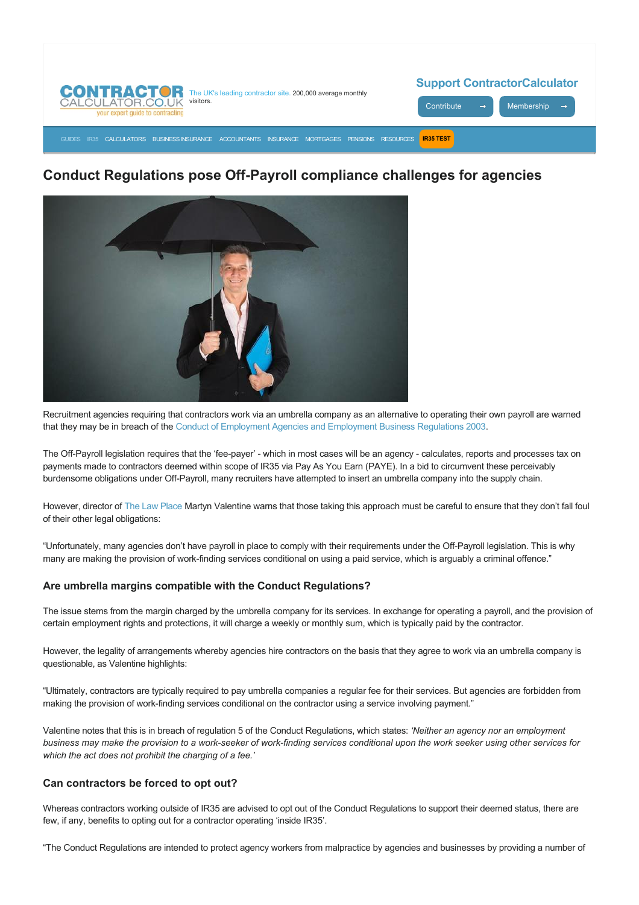CONTRACTOR CALCULATOR.CO.UK your expert guide to contracting

The UK's leading contractor site. 200,000 average monthly visitors.

Support ContractorCalculator

Contribute → Membership →

GUIDES IR35 CALCULATORS BUSINESS INSURANCE ACCOUNTANTS INSURANCE MORTGAGES PENSIONS RESOURCES IR35 TEST

# Conduct Regulations pose Off-Payroll compliance challenges for agencies

Recruitment agencies requiring that contractors work via an umbrella company as an alternative to operating their own payroll are warned that they may be in breach of the Conduct of Employment Agencies and Employment Business Regulations 2003.

The Off-Payroll legislation requires that the 'fee-payer' - which in most cases will be an agency - calculates, reports and processes tax on payments made to contractors deemed within scope of IR35 via Pay As You Earn (PAYE). In a bid to circumvent these perceivably burdensome obligations under Off-Payroll, many recruiters have attempted to insert an umbrella company into the supply chain.

However, director of The Law Place Martyn Valentine warns that those taking this approach must be careful to ensure that they don't fall foul of their other legal obligations:

"Unfortunately, many agencies don't have payroll in place to comply with their requirements under the Off-Payroll legislation. This is why many are making the provision of work-finding services conditional on using a paid service, which is arguably a criminal offence."

## Are umbrella margins compatible with the Conduct Regulations?

The issue stems from the margin charged by the umbrella company for its services. In exchange for operating a payroll, and the provision of certain employment rights and protections, it will charge a weekly or monthly sum, which is typically paid by the contractor.

However, the legality of arrangements whereby agencies hire contractors on the basis that they agree to work via an umbrella company is questionable, as Valentine highlights:

"Ultimately, contractors are typically required to pay umbrella companies a regular fee for their services. But agencies are forbidden from making the provision of work-finding services conditional on the contractor using a service involving payment."

Valentine notes that this is in breach of regulation 5 of the Conduct Regulations, which states: *'Neither an agency nor an employment business may make the provision to a work-seeker of work-finding services conditional upon the work seeker using other services for which the act does not prohibit the charging of a fee.'*

## Can contractors be forced to opt out?

Whereas contractors working outside of IR35 are advised to opt out of the Conduct Regulations to support their deemed status, there are few, if any, benefits to opting out for a contractor operating 'inside IR35'.

"The Conduct Regulations are intended to protect agency workers from malpractice by agencies and businesses by providing a number of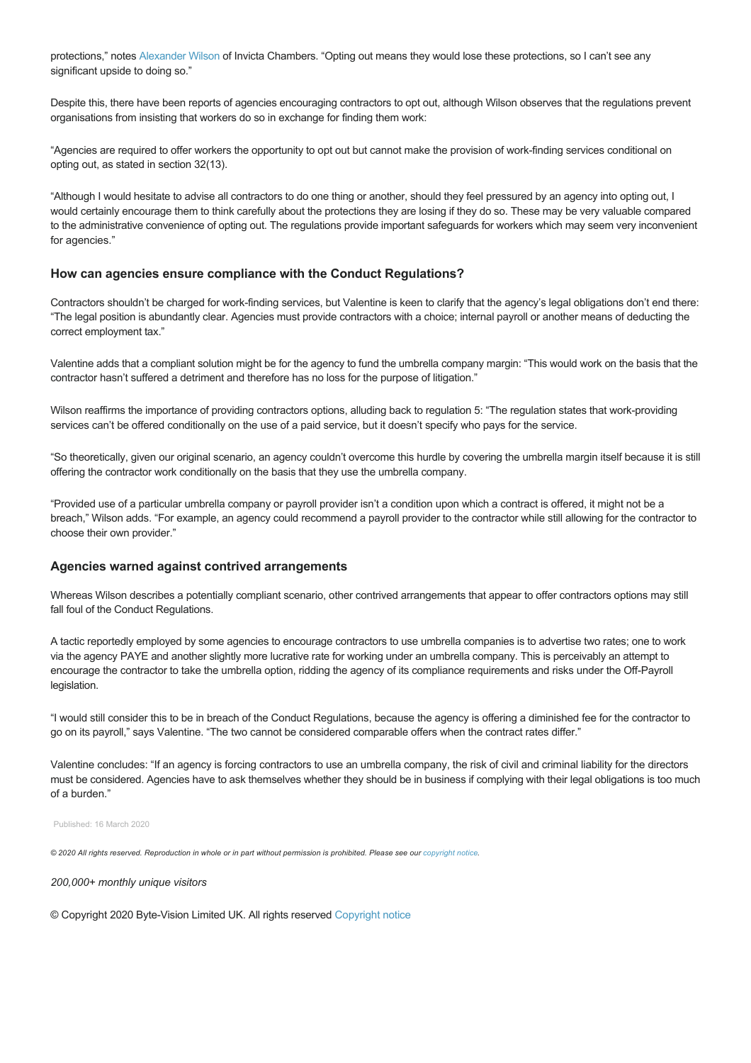protections," notes Alexander Wilson of Invicta Chambers. "Opting out means they would lose these protections, so I can't see any significant upside to doing so."

Despite this, there have been reports of agencies encouraging contractors to opt out, although Wilson observes that the regulations prevent organisations from insisting that workers do so in exchange for finding them work:

"Agencies are required to offer workers the opportunity to opt out but cannot make the provision of work-finding services conditional on opting out, as stated in section 32(13).

"Although I would hesitate to advise all contractors to do one thing or another, should they feel pressured by an agency into opting out, I would certainly encourage them to think carefully about the protections they are losing if they do so. These may be very valuable compared to the administrative convenience of opting out. The regulations provide important safeguards for workers which may seem very inconvenient for agencies."

### How can agencies ensure compliance with the Conduct Regulations?

Contractors shouldn't be charged for work-finding services, but Valentine is keen to clarify that the agency's legal obligations don't end there: "The legal position is abundantly clear. Agencies must provide contractors with a choice; internal payroll or another means of deducting the correct employment tax."

Valentine adds that a compliant solution might be for the agency to fund the umbrella company margin: "This would work on the basis that the contractor hasn't suffered a detriment and therefore has no loss for the purpose of litigation."

Wilson reaffirms the importance of providing contractors options, alluding back to regulation 5: "The regulation states that work-providing services can't be offered conditionally on the use of a paid service, but it doesn't specify who pays for the service.

"So theoretically, given our original scenario, an agency couldn't overcome this hurdle by covering the umbrella margin itself because it is still offering the contractor work conditionally on the basis that they use the umbrella company.

"Provided use of a particular umbrella company or payroll provider isn't a condition upon which a contract is offered, it might not be a breach," Wilson adds. "For example, an agency could recommend a payroll provider to the contractor while still allowing for the contractor to choose their own provider."

### Agencies warned against contrived arrangements

Whereas Wilson describes a potentially compliant scenario, other contrived arrangements that appear to offer contractors options may still fall foul of the Conduct Regulations.

A tactic reportedly employed by some agencies to encourage contractors to use umbrella companies is to advertise two rates; one to work via the agency PAYE and another slightly more lucrative rate for working under an umbrella company. This is perceivably an attempt to encourage the contractor to take the umbrella option, ridding the agency of its compliance requirements and risks under the Off-Payroll legislation.

"I would still consider this to be in breach of the Conduct Regulations, because the agency is offering a diminished fee for the contractor to go on its payroll," says Valentine. "The two cannot be considered comparable offers when the contract rates differ."

Valentine concludes: "If an agency is forcing contractors to use an umbrella company, the risk of civil and criminal liability for the directors must be considered. Agencies have to ask themselves whether they should be in business if complying with their legal obligations is too much of a burden."

Published: 16 March 2020

*© 2020 All rights reserved. Reproduction in whole or in part without permission is prohibited. Please see our copyright notice.*

*200,000+ monthly unique visitors*

© Copyright 2020 Byte-Vision Limited UK. All rights reserved Copyright notice